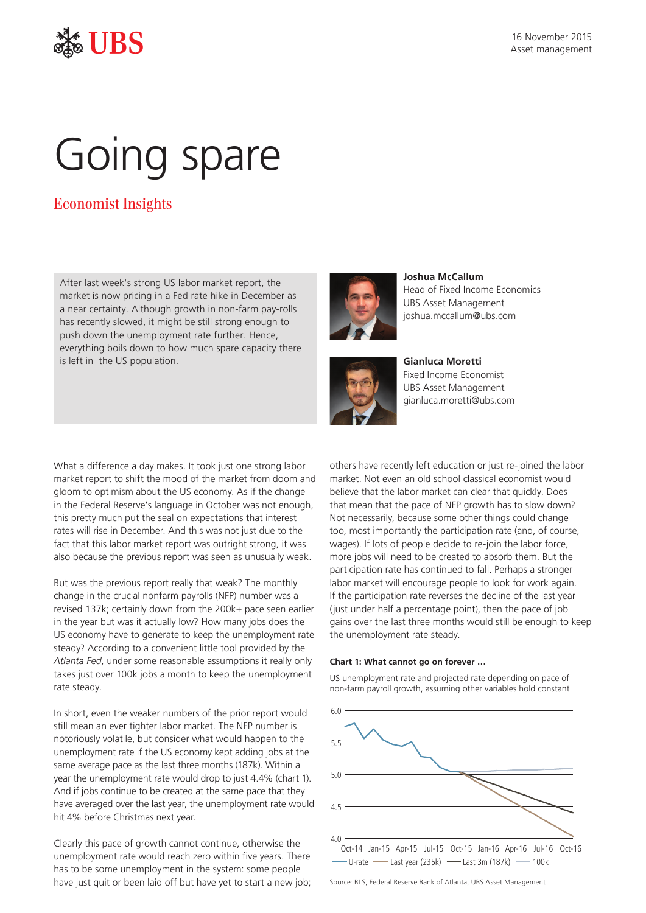16 November 2015
Asset management

# Going spare

## Economist Insights

After last week's strong US labor market report, the market is now pricing in a Fed rate hike in December as a near certainty. Although growth in non-farm pay-rolls has recently slowed, it might be still strong enough to push down the unemployment rate further. Hence, everything boils down to how much spare capacity there is left in the US population.

**Joshua McCallum**
Head of Fixed Income Economics
UBS Asset Management
joshua.mccallum@ubs.com

**Gianluca Moretti**
Fixed Income Economist
UBS Asset Management
gianluca.moretti@ubs.com

What a difference a day makes. It took just one strong labor market report to shift the mood of the market from doom and gloom to optimism about the US economy. As if the change in the Federal Reserve's language in October was not enough, this pretty much put the seal on expectations that interest rates will rise in December. And this was not just due to the fact that this labor market report was outright strong, it was also because the previous report was seen as unusually weak.

But was the previous report really that weak? The monthly change in the crucial nonfarm payrolls (NFP) number was a revised 137k; certainly down from the 200k+ pace seen earlier in the year but was it actually low? How many jobs does the US economy have to generate to keep the unemployment rate steady? According to a convenient little tool provided by the *Atlanta Fed*, under some reasonable assumptions it really only takes just over 100k jobs a month to keep the unemployment rate steady.

In short, even the weaker numbers of the prior report would still mean an ever tighter labor market. The NFP number is notoriously volatile, but consider what would happen to the unemployment rate if the US economy kept adding jobs at the same average pace as the last three months (187k). Within a year the unemployment rate would drop to just 4.4% (chart 1). And if jobs continue to be created at the same pace that they have averaged over the last year, the unemployment rate would hit 4% before Christmas next year.

Clearly this pace of growth cannot continue, otherwise the unemployment rate would reach zero within five years. There has to be some unemployment in the system: some people have just quit or been laid off but have yet to start a new job; others have recently left education or just re-joined the labor market. Not even an old school classical economist would believe that the labor market can clear that quickly. Does that mean that the pace of NFP growth has to slow down? Not necessarily, because some other things could change too, most importantly the participation rate (and, of course, wages). If lots of people decide to re-join the labor force, more jobs will need to be created to absorb them. But the participation rate has continued to fall. Perhaps a stronger labor market will encourage people to look for work again. If the participation rate reverses the decline of the last year (just under half a percentage point), then the pace of job gains over the last three months would still be enough to keep the unemployment rate steady.

**Chart 1: What cannot go on forever …**

US unemployment rate and projected rate depending on pace of non-farm payroll growth, assuming other variables hold constant

Legend: U-rate; Last year (235k); Last 3m (187k); 100k

Source: BLS, Federal Reserve Bank of Atlanta, UBS Asset Management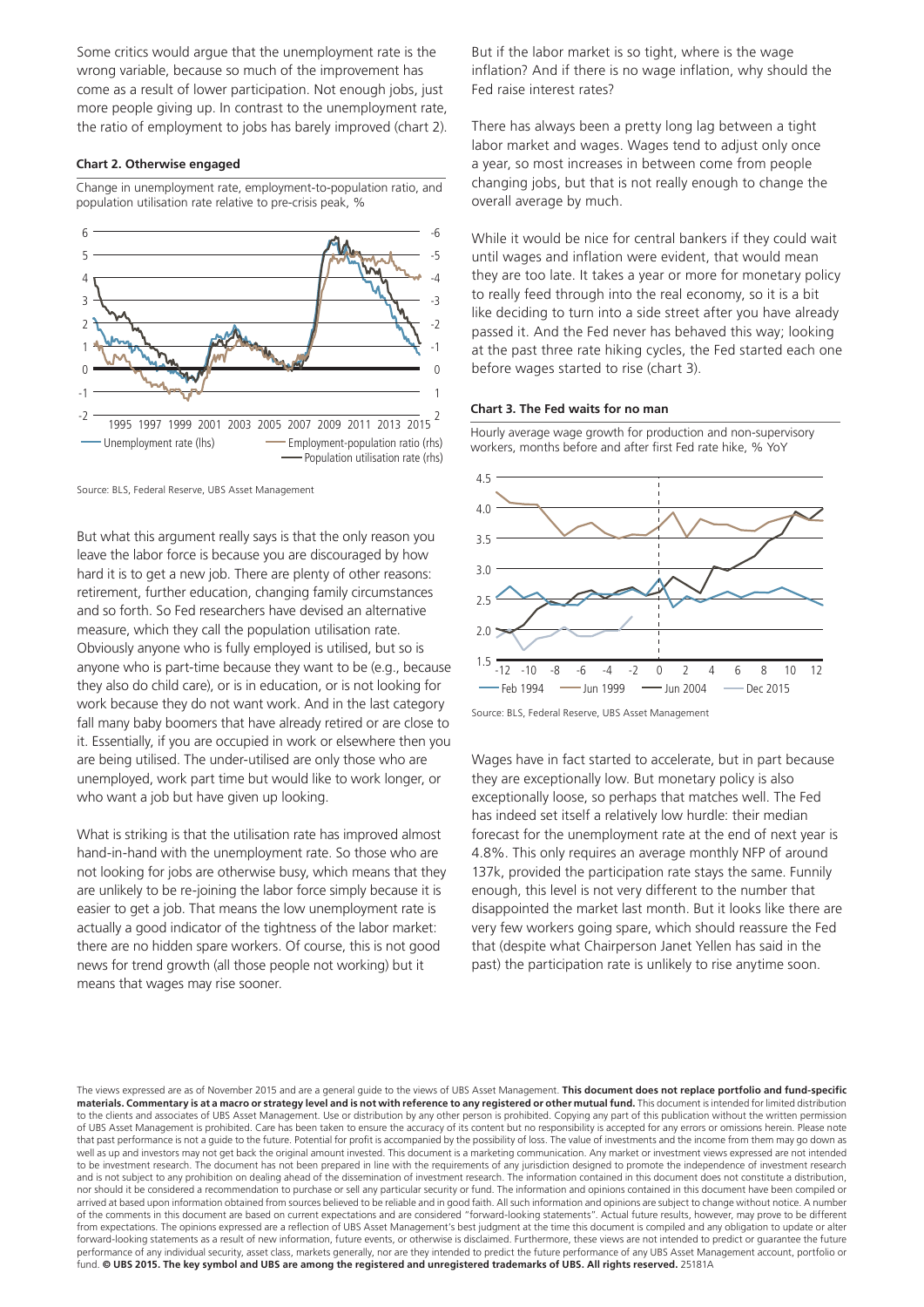Some critics would argue that the unemployment rate is the wrong variable, because so much of the improvement has come as a result of lower participation. Not enough jobs, just more people giving up. In contrast to the unemployment rate, the ratio of employment to jobs has barely improved (chart 2).

**Chart 2. Otherwise engaged**

Change in unemployment rate, employment-to-population ratio, and population utilisation rate relative to pre-crisis peak, %

6
5
4
3
2
1
0
-1
-2

-6
-5
-4
-3
-2
-1
0
1
2

1995 1997 1999 2001 2003 2005 2007 2009 2011 2013 2015

Unemployment rate (lhs)
Employment-population ratio (rhs)
Population utilisation rate (rhs)

Source: BLS, Federal Reserve, UBS Asset Management

But what this argument really says is that the only reason you leave the labor force is because you are discouraged by how hard it is to get a new job. There are plenty of other reasons: retirement, further education, changing family circumstances and so forth. So Fed researchers have devised an alternative measure, which they call the population utilisation rate. Obviously anyone who is fully employed is utilised, but so is anyone who is part-time because they want to be (e.g., because they also do child care), or is in education, or is not looking for work because they do not want work. And in the last category fall many baby boomers that have already retired or are close to it. Essentially, if you are occupied in work or elsewhere then you are being utilised. The under-utilised are only those who are unemployed, work part time but would like to work longer, or who want a job but have given up looking.

What is striking is that the utilisation rate has improved almost hand-in-hand with the unemployment rate. So those who are not looking for jobs are otherwise busy, which means that they are unlikely to be re-joining the labor force simply because it is easier to get a job. That means the low unemployment rate is actually a good indicator of the tightness of the labor market: there are no hidden spare workers. Of course, this is not good news for trend growth (all those people not working) but it means that wages may rise sooner.

But if the labor market is so tight, where is the wage inflation? And if there is no wage inflation, why should the Fed raise interest rates?

There has always been a pretty long lag between a tight labor market and wages. Wages tend to adjust only once a year, so most increases in between come from people changing jobs, but that is not really enough to change the overall average by much.

While it would be nice for central bankers if they could wait until wages and inflation were evident, that would mean they are too late. It takes a year or more for monetary policy to really feed through into the real economy, so it is a bit like deciding to turn into a side street after you have already passed it. And the Fed never has behaved this way; looking at the past three rate hiking cycles, the Fed started each one before wages started to rise (chart 3).

**Chart 3. The Fed waits for no man**

Hourly average wage growth for production and non-supervisory workers, months before and after first Fed rate hike, % YoY

4.5
4.0
3.5
3.0
2.5
2.0
1.5

-12 -10 -8 -6 -4 -2 0 2 4 6 8 10 12

Feb 1994
Jun 1999
Jun 2004
Dec 2015

Source: BLS, Federal Reserve, UBS Asset Management

Wages have in fact started to accelerate, but in part because they are exceptionally low. But monetary policy is also exceptionally loose, so perhaps that matches well. The Fed has indeed set itself a relatively low hurdle: their median forecast for the unemployment rate at the end of next year is 4.8%. This only requires an average monthly NFP of around 137k, provided the participation rate stays the same. Funnily enough, this level is not very different to the number that disappointed the market last month. But it looks like there are very few workers going spare, which should reassure the Fed that (despite what Chairperson Janet Yellen has said in the past) the participation rate is unlikely to rise anytime soon.

The views expressed are as of November 2015 and are a general guide to the views of UBS Asset Management. **This document does not replace portfolio and fund-specific materials. Commentary is at a macro or strategy level and is not with reference to any registered or other mutual fund.** This document is intended for limited distribution to the clients and associates of UBS Asset Management. Use or distribution by any other person is prohibited. Copying any part of this publication without the written permission of UBS Asset Management is prohibited. Care has been taken to ensure the accuracy of its content but no responsibility is accepted for any errors or omissions herein. Please note that past performance is not a guide to the future. Potential for profit is accompanied by the possibility of loss. The value of investments and the income from them may go down as well as up and investors may not get back the original amount invested. This document is a marketing communication. Any market or investment views expressed are not intended to be investment research. The document has not been prepared in line with the requirements of any jurisdiction designed to promote the independence of investment research and is not subject to any prohibition on dealing ahead of the dissemination of investment research. The information contained in this document does not constitute a distribution, nor should it be considered a recommendation to purchase or sell any particular security or fund. The information and opinions contained in this document have been compiled or arrived at based upon information obtained from sources believed to be reliable and in good faith. All such information and opinions are subject to change without notice. A number of the comments in this document are based on current expectations and are considered "forward-looking statements". Actual future results, however, may prove to be different from expectations. The opinions expressed are a reflection of UBS Asset Management's best judgment at the time this document is compiled and any obligation to update or alter forward-looking statements as a result of new information, future events, or otherwise is disclaimed. Furthermore, these views are not intended to predict or guarantee the future performance of any individual security, asset class, markets generally, nor are they intended to predict the future performance of any UBS Asset Management account, portfolio or fund. **© UBS 2015. The key symbol and UBS are among the registered and unregistered trademarks of UBS. All rights reserved.** 25181A